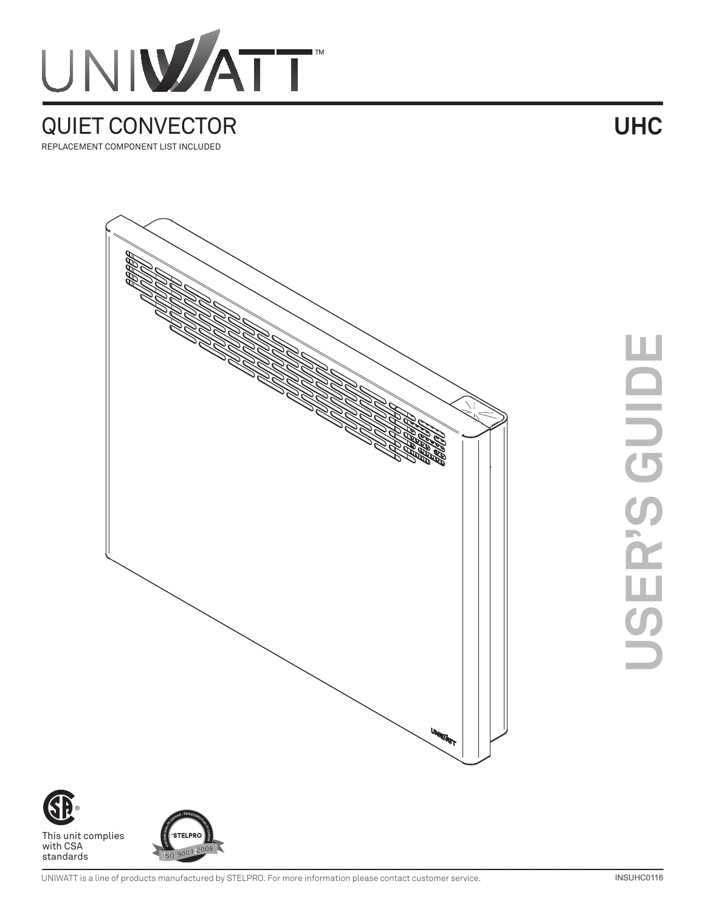# UNIWATT™

## QUIET CONVECTOR

## UHC

REPLACEMENT COMPONENT LIST INCLUDED

# USER'S GUIDE

This unit complies with CSA standards

STELPRO ISO 9001:2008

UNIWATT is a line of products manufactured by STELPRO. For more information please contact customer service.

INSUHC0116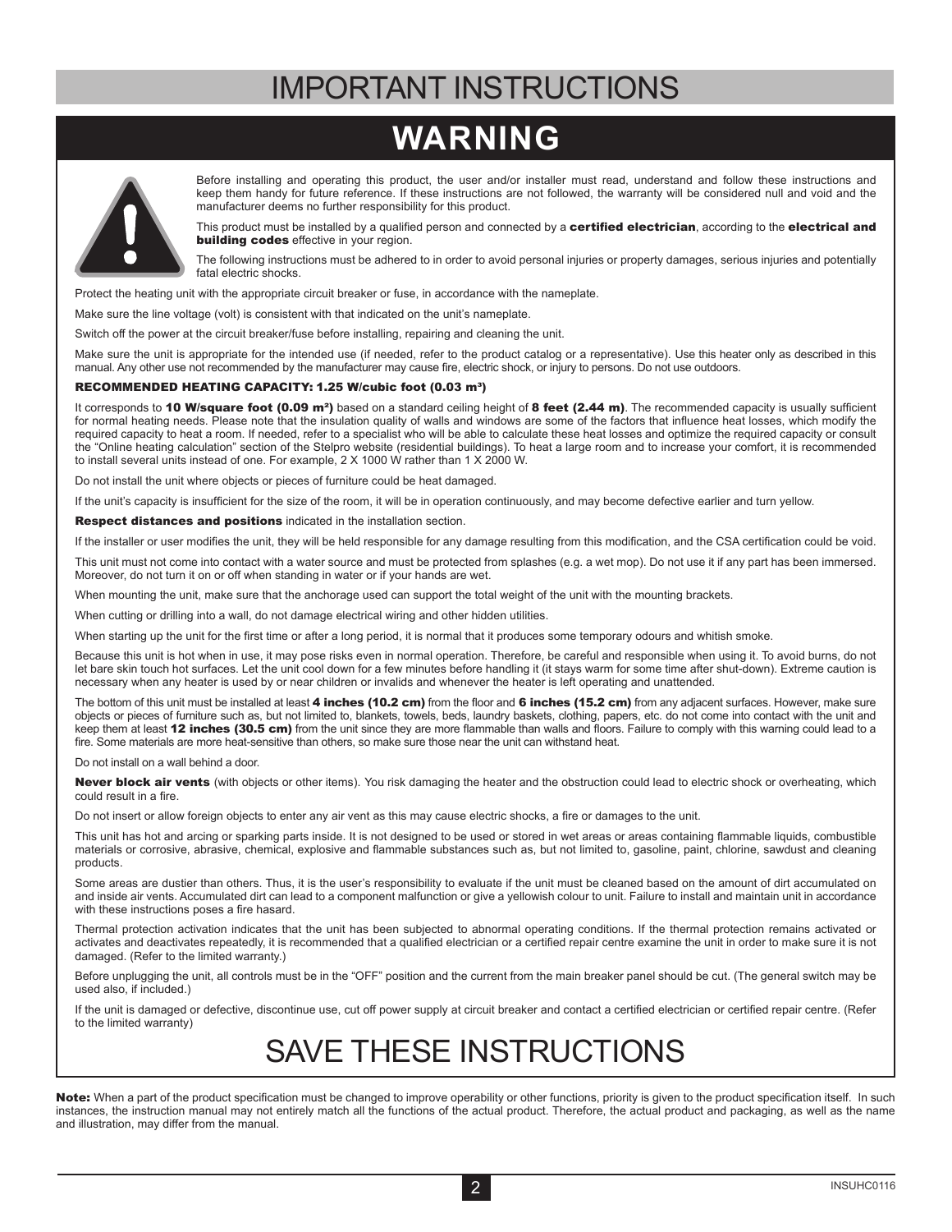# IMPORTANT INSTRUCTIONS

## WARNING

Before installing and operating this product, the user and/or installer must read, understand and follow these instructions and keep them handy for future reference. If these instructions are not followed, the warranty will be considered null and void and the manufacturer deems no further responsibility for this product.

This product must be installed by a qualified person and connected by a **certified electrician**, according to the **electrical and building codes** effective in your region.

The following instructions must be adhered to in order to avoid personal injuries or property damages, serious injuries and potentially fatal electric shocks.

Protect the heating unit with the appropriate circuit breaker or fuse, in accordance with the nameplate.

Make sure the line voltage (volt) is consistent with that indicated on the unit's nameplate.

Switch off the power at the circuit breaker/fuse before installing, repairing and cleaning the unit.

Make sure the unit is appropriate for the intended use (if needed, refer to the product catalog or a representative). Use this heater only as described in this manual. Any other use not recommended by the manufacturer may cause fire, electric shock, or injury to persons. Do not use outdoors.

**RECOMMENDED HEATING CAPACITY: 1.25 W/cubic foot (0.03 m³)**

It corresponds to **10 W/square foot (0.09 m²)** based on a standard ceiling height of **8 feet (2.44 m)**. The recommended capacity is usually sufficient for normal heating needs. Please note that the insulation quality of walls and windows are some of the factors that influence heat losses, which modify the required capacity to heat a room. If needed, refer to a specialist who will be able to calculate these heat losses and optimize the required capacity or consult the "Online heating calculation" section of the Stelpro website (residential buildings). To heat a large room and to increase your comfort, it is recommended to install several units instead of one. For example, 2 X 1000 W rather than 1 X 2000 W.

Do not install the unit where objects or pieces of furniture could be heat damaged.

If the unit's capacity is insufficient for the size of the room, it will be in operation continuously, and may become defective earlier and turn yellow.

**Respect distances and positions** indicated in the installation section.

If the installer or user modifies the unit, they will be held responsible for any damage resulting from this modification, and the CSA certification could be void.

This unit must not come into contact with a water source and must be protected from splashes (e.g. a wet mop). Do not use it if any part has been immersed. Moreover, do not turn it on or off when standing in water or if your hands are wet.

When mounting the unit, make sure that the anchorage used can support the total weight of the unit with the mounting brackets.

When cutting or drilling into a wall, do not damage electrical wiring and other hidden utilities.

When starting up the unit for the first time or after a long period, it is normal that it produces some temporary odours and whitish smoke.

Because this unit is hot when in use, it may pose risks even in normal operation. Therefore, be careful and responsible when using it. To avoid burns, do not let bare skin touch hot surfaces. Let the unit cool down for a few minutes before handling it (it stays warm for some time after shut-down). Extreme caution is necessary when any heater is used by or near children or invalids and whenever the heater is left operating and unattended.

The bottom of this unit must be installed at least **4 inches (10.2 cm)** from the floor and **6 inches (15.2 cm)** from any adjacent surfaces. However, make sure objects or pieces of furniture such as, but not limited to, blankets, towels, beds, laundry baskets, clothing, papers, etc. do not come into contact with the unit and keep them at least **12 inches (30.5 cm)** from the unit since they are more flammable than walls and floors. Failure to comply with this warning could lead to a fire. Some materials are more heat-sensitive than others, so make sure those near the unit can withstand heat.

Do not install on a wall behind a door.

**Never block air vents** (with objects or other items). You risk damaging the heater and the obstruction could lead to electric shock or overheating, which could result in a fire.

Do not insert or allow foreign objects to enter any air vent as this may cause electric shocks, a fire or damages to the unit.

This unit has hot and arcing or sparking parts inside. It is not designed to be used or stored in wet areas or areas containing flammable liquids, combustible materials or corrosive, abrasive, chemical, explosive and flammable substances such as, but not limited to, gasoline, paint, chlorine, sawdust and cleaning products.

Some areas are dustier than others. Thus, it is the user's responsibility to evaluate if the unit must be cleaned based on the amount of dirt accumulated on and inside air vents. Accumulated dirt can lead to a component malfunction or give a yellowish colour to unit. Failure to install and maintain unit in accordance with these instructions poses a fire hasard.

Thermal protection activation indicates that the unit has been subjected to abnormal operating conditions. If the thermal protection remains activated or activates and deactivates repeatedly, it is recommended that a qualified electrician or a certified repair centre examine the unit in order to make sure it is not damaged. (Refer to the limited warranty.)

Before unplugging the unit, all controls must be in the "OFF" position and the current from the main breaker panel should be cut. (The general switch may be used also, if included.)

If the unit is damaged or defective, discontinue use, cut off power supply at circuit breaker and contact a certified electrician or certified repair centre. (Refer to the limited warranty)

## SAVE THESE INSTRUCTIONS

**Note:** When a part of the product specification must be changed to improve operability or other functions, priority is given to the product specification itself. In such instances, the instruction manual may not entirely match all the functions of the actual product. Therefore, the actual product and packaging, as well as the name and illustration, may differ from the manual.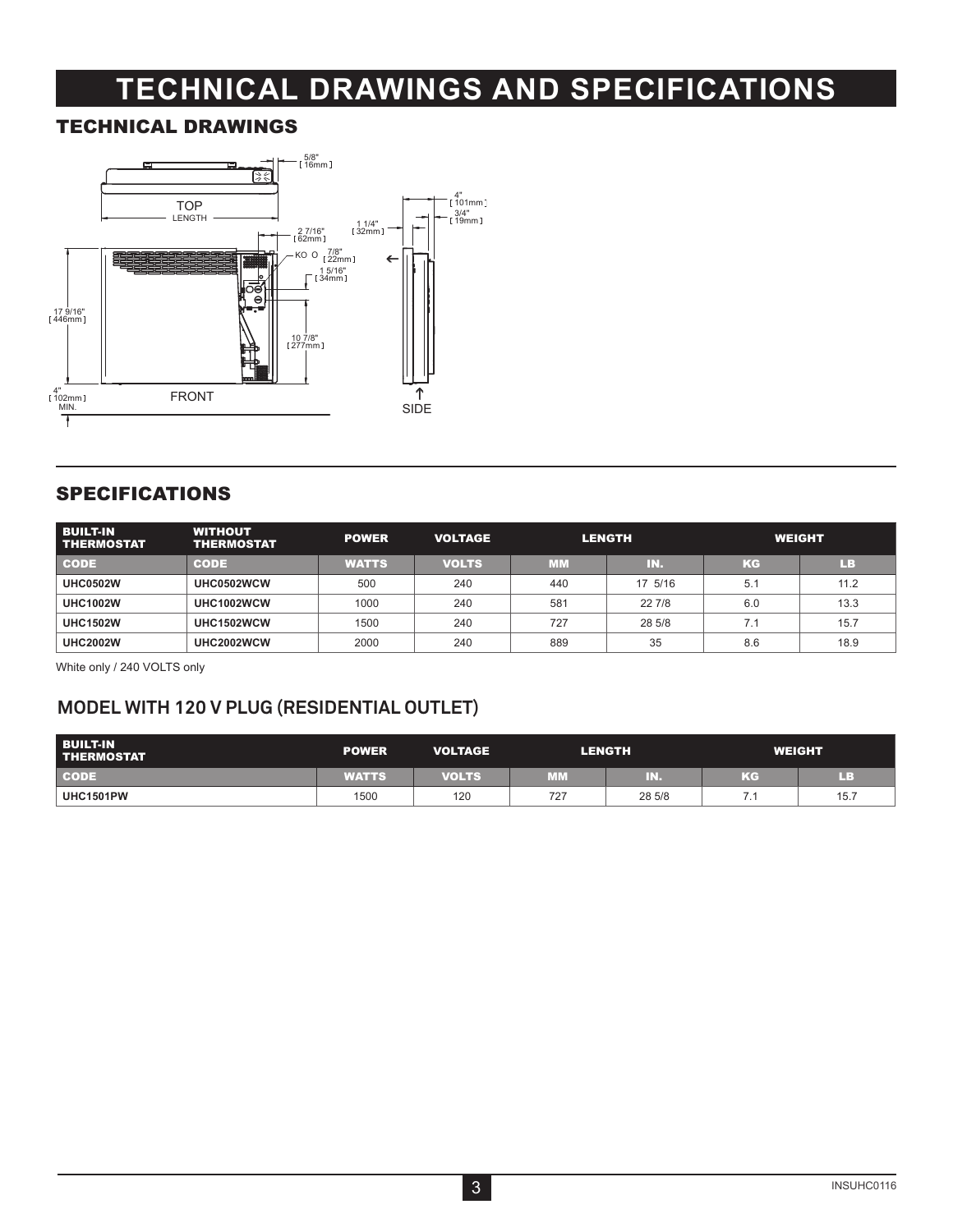# TECHNICAL DRAWINGS AND SPECIFICATIONS

## TECHNICAL DRAWINGS

TOP

LENGTH

FRONT

SIDE

5/8" [16mm]

4" [101mm]

3/4" [19mm]

1 1/4" [32mm]

2 7/16" [62mm]

KO 7/8" [22mm]

1 5/16" [34mm]

17 9/16" [446mm]

10 7/8" [277mm]

4" [102mm] MIN.

## SPECIFICATIONS

| BUILT-IN THERMOSTAT | WITHOUT THERMOSTAT | POWER | VOLTAGE | LENGTH | | WEIGHT | |
|---|---|---|---|---|---|---|---|
| CODE | CODE | WATTS | VOLTS | MM | IN. | KG | LB |
| UHC0502W | UHC0502WCW | 500 | 240 | 440 | 17 5/16 | 5.1 | 11.2 |
| UHC1002W | UHC1002WCW | 1000 | 240 | 581 | 22 7/8 | 6.0 | 13.3 |
| UHC1502W | UHC1502WCW | 1500 | 240 | 727 | 28 5/8 | 7.1 | 15.7 |
| UHC2002W | UHC2002WCW | 2000 | 240 | 889 | 35 | 8.6 | 18.9 |

White only / 240 VOLTS only

## MODEL WITH 120 V PLUG (RESIDENTIAL OUTLET)

| BUILT-IN THERMOSTAT | POWER | VOLTAGE | LENGTH | | WEIGHT | |
|---|---|---|---|---|---|---|
| CODE | WATTS | VOLTS | MM | IN. | KG | LB |
| UHC1501PW | 1500 | 120 | 727 | 28 5/8 | 7.1 | 15.7 |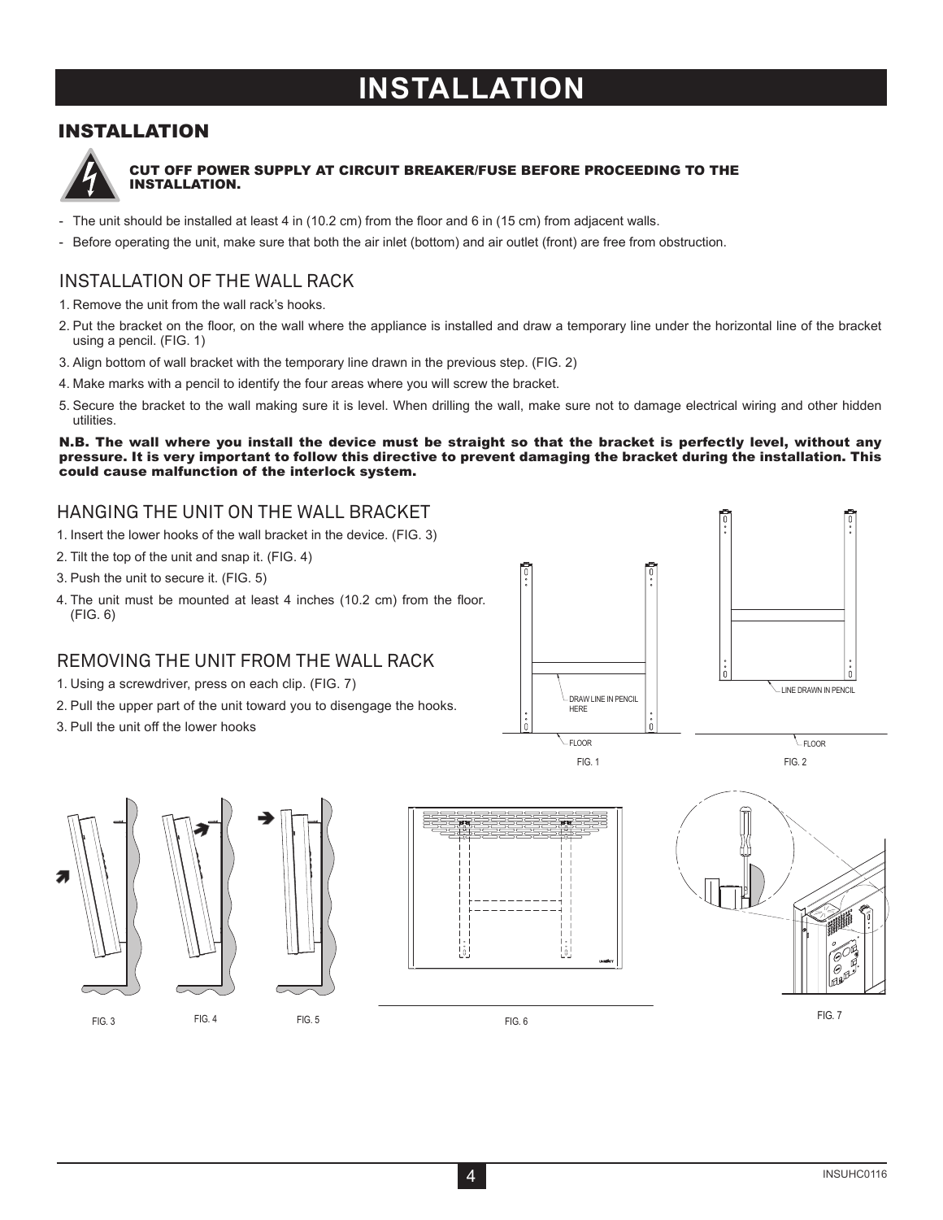# INSTALLATION

## INSTALLATION

**CUT OFF POWER SUPPLY AT CIRCUIT BREAKER/FUSE BEFORE PROCEEDING TO THE INSTALLATION.**

- The unit should be installed at least 4 in (10.2 cm) from the floor and 6 in (15 cm) from adjacent walls.
- Before operating the unit, make sure that both the air inlet (bottom) and air outlet (front) are free from obstruction.

### INSTALLATION OF THE WALL RACK

1. Remove the unit from the wall rack's hooks.
2. Put the bracket on the floor, on the wall where the appliance is installed and draw a temporary line under the horizontal line of the bracket using a pencil. (FIG. 1)
3. Align bottom of wall bracket with the temporary line drawn in the previous step. (FIG. 2)
4. Make marks with a pencil to identify the four areas where you will screw the bracket.
5. Secure the bracket to the wall making sure it is level. When drilling the wall, make sure not to damage electrical wiring and other hidden utilities.

**N.B. The wall where you install the device must be straight so that the bracket is perfectly level, without any pressure. It is very important to follow this directive to prevent damaging the bracket during the installation. This could cause malfunction of the interlock system.**

### HANGING THE UNIT ON THE WALL BRACKET

1. Insert the lower hooks of the wall bracket in the device. (FIG. 3)
2. Tilt the top of the unit and snap it. (FIG. 4)
3. Push the unit to secure it. (FIG. 5)
4. The unit must be mounted at least 4 inches (10.2 cm) from the floor. (FIG. 6)

### REMOVING THE UNIT FROM THE WALL RACK

1. Using a screwdriver, press on each clip. (FIG. 7)
2. Pull the upper part of the unit toward you to disengage the hooks.
3. Pull the unit off the lower hooks

DRAW LINE IN PENCIL HERE

FLOOR

FIG. 1

LINE DRAWN IN PENCIL

FLOOR

FIG. 2

FIG. 3

FIG. 4

FIG. 5

FIG. 6

FIG. 7

INSUHC0116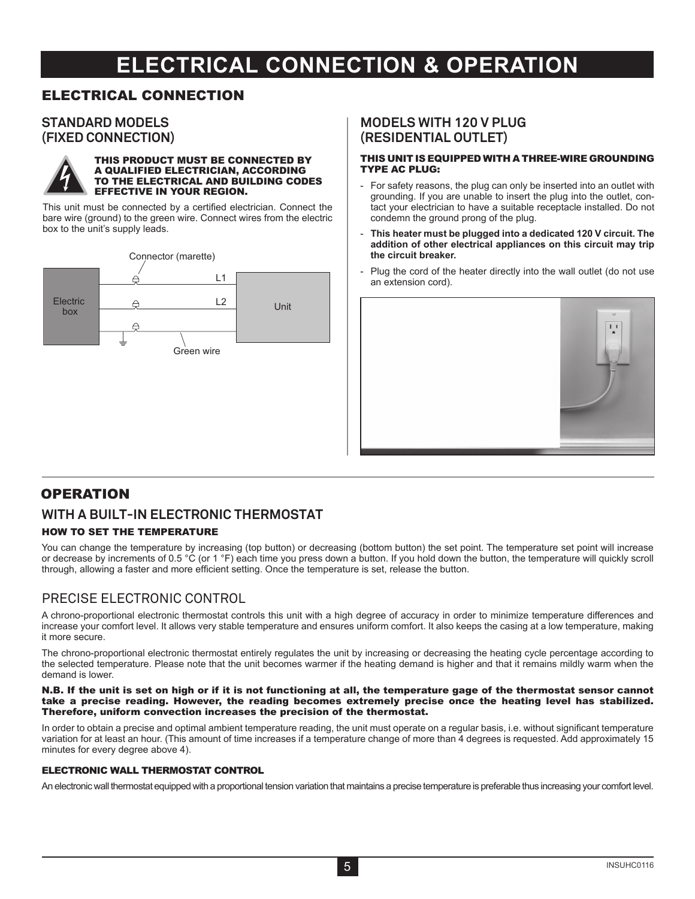# ELECTRICAL CONNECTION & OPERATION

## ELECTRICAL CONNECTION

### STANDARD MODELS (FIXED CONNECTION)

**THIS PRODUCT MUST BE CONNECTED BY A QUALIFIED ELECTRICIAN, ACCORDING TO THE ELECTRICAL AND BUILDING CODES EFFECTIVE IN YOUR REGION.**

This unit must be connected by a certified electrician. Connect the bare wire (ground) to the green wire. Connect wires from the electric box to the unit's supply leads.

Connector (marette)

L1

L2

Electric box

Unit

Green wire

### MODELS WITH 120 V PLUG (RESIDENTIAL OUTLET)

**THIS UNIT IS EQUIPPED WITH A THREE-WIRE GROUNDING TYPE AC PLUG:**

- For safety reasons, the plug can only be inserted into an outlet with grounding. If you are unable to insert the plug into the outlet, contact your electrician to have a suitable receptacle installed. Do not condemn the ground prong of the plug.
- **This heater must be plugged into a dedicated 120 V circuit. The addition of other electrical appliances on this circuit may trip the circuit breaker.**
- Plug the cord of the heater directly into the wall outlet (do not use an extension cord).

## OPERATION

### WITH A BUILT-IN ELECTRONIC THERMOSTAT

#### HOW TO SET THE TEMPERATURE

You can change the temperature by increasing (top button) or decreasing (bottom button) the set point. The temperature set point will increase or decrease by increments of 0.5 °C (or 1 °F) each time you press down a button. If you hold down the button, the temperature will quickly scroll through, allowing a faster and more efficient setting. Once the temperature is set, release the button.

### PRECISE ELECTRONIC CONTROL

A chrono-proportional electronic thermostat controls this unit with a high degree of accuracy in order to minimize temperature differences and increase your comfort level. It allows very stable temperature and ensures uniform comfort. It also keeps the casing at a low temperature, making it more secure.

The chrono-proportional electronic thermostat entirely regulates the unit by increasing or decreasing the heating cycle percentage according to the selected temperature. Please note that the unit becomes warmer if the heating demand is higher and that it remains mildly warm when the demand is lower.

**N.B. If the unit is set on high or if it is not functioning at all, the temperature gage of the thermostat sensor cannot take a precise reading. However, the reading becomes extremely precise once the heating level has stabilized. Therefore, uniform convection increases the precision of the thermostat.**

In order to obtain a precise and optimal ambient temperature reading, the unit must operate on a regular basis, i.e. without significant temperature variation for at least an hour. (This amount of time increases if a temperature change of more than 4 degrees is requested. Add approximately 15 minutes for every degree above 4).

#### ELECTRONIC WALL THERMOSTAT CONTROL

An electronic wall thermostat equipped with a proportional tension variation that maintains a precise temperature is preferable thus increasing your comfort level.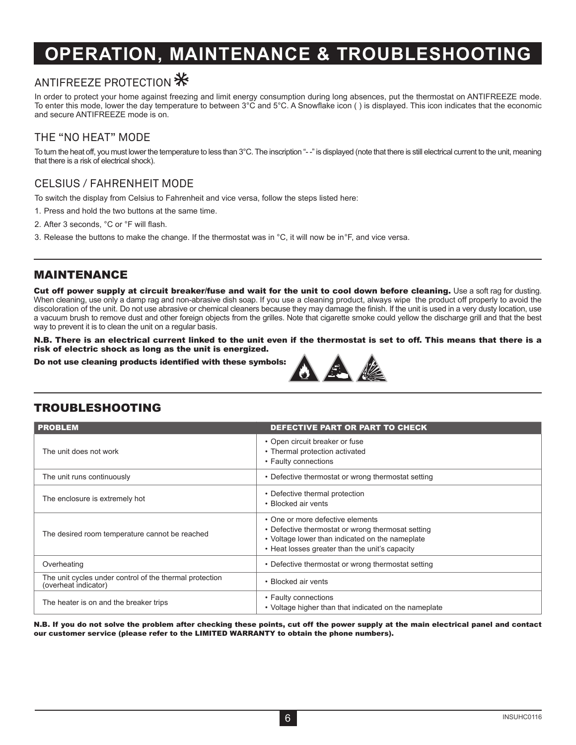# OPERATION, MAINTENANCE & TROUBLESHOOTING

## ANTIFREEZE PROTECTION

In order to protect your home against freezing and limit energy consumption during long absences, put the thermostat on ANTIFREEZE mode. To enter this mode, lower the day temperature to between 3°C and 5°C. A Snowflake icon ( ) is displayed. This icon indicates that the economic and secure ANTIFREEZE mode is on.

## THE "NO HEAT" MODE

To turn the heat off, you must lower the temperature to less than 3°C. The inscription "- -" is displayed (note that there is still electrical current to the unit, meaning that there is a risk of electrical shock).

## CELSIUS / FAHRENHEIT MODE

To switch the display from Celsius to Fahrenheit and vice versa, follow the steps listed here:

1. Press and hold the two buttons at the same time.
2. After 3 seconds, °C or °F will flash.
3. Release the buttons to make the change. If the thermostat was in °C, it will now be in°F, and vice versa.

## MAINTENANCE

**Cut off power supply at circuit breaker/fuse and wait for the unit to cool down before cleaning.** Use a soft rag for dusting. When cleaning, use only a damp rag and non-abrasive dish soap. If you use a cleaning product, always wipe the product off properly to avoid the discoloration of the unit. Do not use abrasive or chemical cleaners because they may damage the finish. If the unit is used in a very dusty location, use a vacuum brush to remove dust and other foreign objects from the grilles. Note that cigarette smoke could yellow the discharge grill and that the best way to prevent it is to clean the unit on a regular basis.

**N.B. There is an electrical current linked to the unit even if the thermostat is set to off. This means that there is a risk of electric shock as long as the unit is energized.**

**Do not use cleaning products identified with these symbols:**

## TROUBLESHOOTING

| PROBLEM | DEFECTIVE PART OR PART TO CHECK |
|---|---|
| The unit does not work | • Open circuit breaker or fuse<br>• Thermal protection activated<br>• Faulty connections |
| The unit runs continuously | • Defective thermostat or wrong thermostat setting |
| The enclosure is extremely hot | • Defective thermal protection<br>• Blocked air vents |
| The desired room temperature cannot be reached | • One or more defective elements<br>• Defective thermostat or wrong thermosat setting<br>• Voltage lower than indicated on the nameplate<br>• Heat losses greater than the unit's capacity |
| Overheating | • Defective thermostat or wrong thermostat setting |
| The unit cycles under control of the thermal protection (overheat indicator) | • Blocked air vents |
| The heater is on and the breaker trips | • Faulty connections<br>• Voltage higher than that indicated on the nameplate |

**N.B. If you do not solve the problem after checking these points, cut off the power supply at the main electrical panel and contact our customer service (please refer to the LIMITED WARRANTY to obtain the phone numbers).**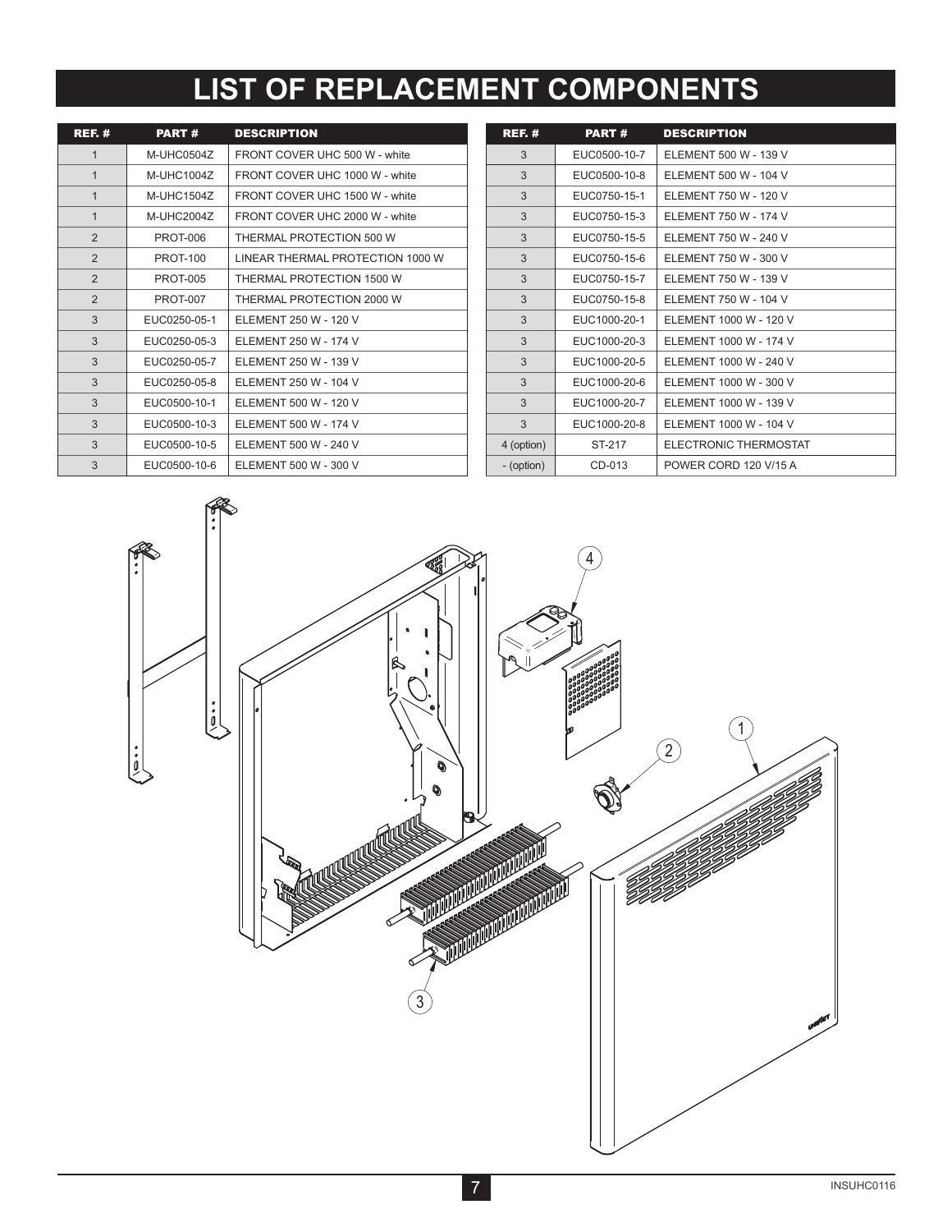# LIST OF REPLACEMENT COMPONENTS

| REF. # | PART # | DESCRIPTION |
|---|---|---|
| 1 | M-UHC0504Z | FRONT COVER UHC 500 W - white |
| 1 | M-UHC1004Z | FRONT COVER UHC 1000 W - white |
| 1 | M-UHC1504Z | FRONT COVER UHC 1500 W - white |
| 1 | M-UHC2004Z | FRONT COVER UHC 2000 W - white |
| 2 | PROT-006 | THERMAL PROTECTION 500 W |
| 2 | PROT-100 | LINEAR THERMAL PROTECTION 1000 W |
| 2 | PROT-005 | THERMAL PROTECTION 1500 W |
| 2 | PROT-007 | THERMAL PROTECTION 2000 W |
| 3 | EUC0250-05-1 | ELEMENT 250 W - 120 V |
| 3 | EUC0250-05-3 | ELEMENT 250 W - 174 V |
| 3 | EUC0250-05-7 | ELEMENT 250 W - 139 V |
| 3 | EUC0250-05-8 | ELEMENT 250 W - 104 V |
| 3 | EUC0500-10-1 | ELEMENT 500 W - 120 V |
| 3 | EUC0500-10-3 | ELEMENT 500 W - 174 V |
| 3 | EUC0500-10-5 | ELEMENT 500 W - 240 V |
| 3 | EUC0500-10-6 | ELEMENT 500 W - 300 V |
| 3 | EUC0500-10-7 | ELEMENT 500 W - 139 V |
| 3 | EUC0500-10-8 | ELEMENT 500 W - 104 V |
| 3 | EUC0750-15-1 | ELEMENT 750 W - 120 V |
| 3 | EUC0750-15-3 | ELEMENT 750 W - 174 V |
| 3 | EUC0750-15-5 | ELEMENT 750 W - 240 V |
| 3 | EUC0750-15-6 | ELEMENT 750 W - 300 V |
| 3 | EUC0750-15-7 | ELEMENT 750 W - 139 V |
| 3 | EUC0750-15-8 | ELEMENT 750 W - 104 V |
| 3 | EUC1000-20-1 | ELEMENT 1000 W - 120 V |
| 3 | EUC1000-20-3 | ELEMENT 1000 W - 174 V |
| 3 | EUC1000-20-5 | ELEMENT 1000 W - 240 V |
| 3 | EUC1000-20-6 | ELEMENT 1000 W - 300 V |
| 3 | EUC1000-20-7 | ELEMENT 1000 W - 139 V |
| 3 | EUC1000-20-8 | ELEMENT 1000 W - 104 V |
| 4 (option) | ST-217 | ELECTRONIC THERMOSTAT |
| - (option) | CD-013 | POWER CORD 120 V/15 A |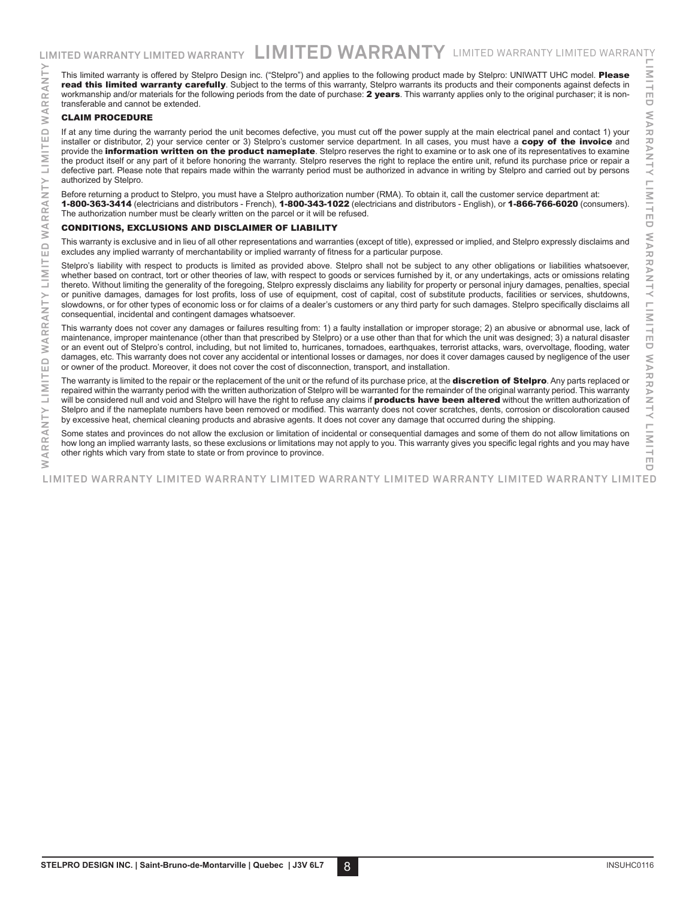# LIMITED WARRANTY

This limited warranty is offered by Stelpro Design inc. ("Stelpro") and applies to the following product made by Stelpro: UNIWATT UHC model. **Please read this limited warranty carefully**. Subject to the terms of this warranty, Stelpro warrants its products and their components against defects in workmanship and/or materials for the following periods from the date of purchase: **2 years**. This warranty applies only to the original purchaser; it is non-transferable and cannot be extended.

## CLAIM PROCEDURE

If at any time during the warranty period the unit becomes defective, you must cut off the power supply at the main electrical panel and contact 1) your installer or distributor, 2) your service center or 3) Stelpro's customer service department. In all cases, you must have a **copy of the invoice** and provide the **information written on the product nameplate**. Stelpro reserves the right to examine or to ask one of its representatives to examine the product itself or any part of it before honoring the warranty. Stelpro reserves the right to replace the entire unit, refund its purchase price or repair a defective part. Please note that repairs made within the warranty period must be authorized in advance in writing by Stelpro and carried out by persons authorized by Stelpro.

Before returning a product to Stelpro, you must have a Stelpro authorization number (RMA). To obtain it, call the customer service department at: **1-800-363-3414** (electricians and distributors - French), **1-800-343-1022** (electricians and distributors - English), or **1-866-766-6020** (consumers). The authorization number must be clearly written on the parcel or it will be refused.

## CONDITIONS, EXCLUSIONS AND DISCLAIMER OF LIABILITY

This warranty is exclusive and in lieu of all other representations and warranties (except of title), expressed or implied, and Stelpro expressly disclaims and excludes any implied warranty of merchantability or implied warranty of fitness for a particular purpose.

Stelpro's liability with respect to products is limited as provided above. Stelpro shall not be subject to any other obligations or liabilities whatsoever, whether based on contract, tort or other theories of law, with respect to goods or services furnished by it, or any undertakings, acts or omissions relating thereto. Without limiting the generality of the foregoing, Stelpro expressly disclaims any liability for property or personal injury damages, penalties, special or punitive damages, damages for lost profits, loss of use of equipment, cost of capital, cost of substitute products, facilities or services, shutdowns, slowdowns, or for other types of economic loss or for claims of a dealer's customers or any third party for such damages. Stelpro specifically disclaims all consequential, incidental and contingent damages whatsoever.

This warranty does not cover any damages or failures resulting from: 1) a faulty installation or improper storage; 2) an abusive or abnormal use, lack of maintenance, improper maintenance (other than that prescribed by Stelpro) or a use other than that for which the unit was designed; 3) a natural disaster or an event out of Stelpro's control, including, but not limited to, hurricanes, tornadoes, earthquakes, terrorist attacks, wars, overvoltage, flooding, water damages, etc. This warranty does not cover any accidental or intentional losses or damages, nor does it cover damages caused by negligence of the user or owner of the product. Moreover, it does not cover the cost of disconnection, transport, and installation.

The warranty is limited to the repair or the replacement of the unit or the refund of its purchase price, at the **discretion of Stelpro**. Any parts replaced or repaired within the warranty period with the written authorization of Stelpro will be warranted for the remainder of the original warranty period. This warranty will be considered null and void and Stelpro will have the right to refuse any claims if **products have been altered** without the written authorization of Stelpro and if the nameplate numbers have been removed or modified. This warranty does not cover scratches, dents, corrosion or discoloration caused by excessive heat, chemical cleaning products and abrasive agents. It does not cover any damage that occurred during the shipping.

Some states and provinces do not allow the exclusion or limitation of incidental or consequential damages and some of them do not allow limitations on how long an implied warranty lasts, so these exclusions or limitations may not apply to you. This warranty gives you specific legal rights and you may have other rights which vary from state to state or from province to province.

**STELPRO DESIGN INC. | Saint-Bruno-de-Montarville | Quebec | J3V 6L7**

INSUHC0116